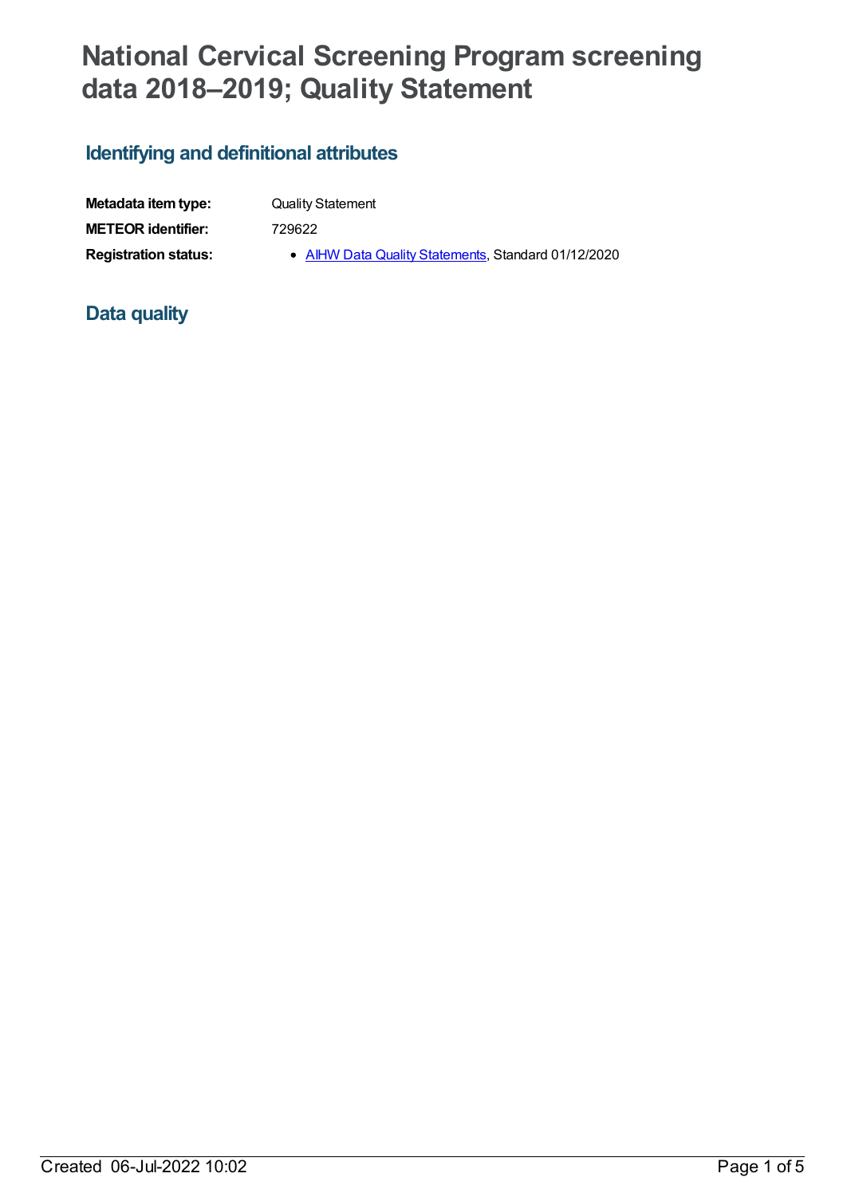# National Cervical Screening Program screening data 2018–2019; Quality Statement

## Identifying and definitional attributes

**Metadata item type:** Quality Statement

**METEOR identifier:** 729622

**Registration status:**
- AIHW Data Quality Statements, Standard 01/12/2020

## Data quality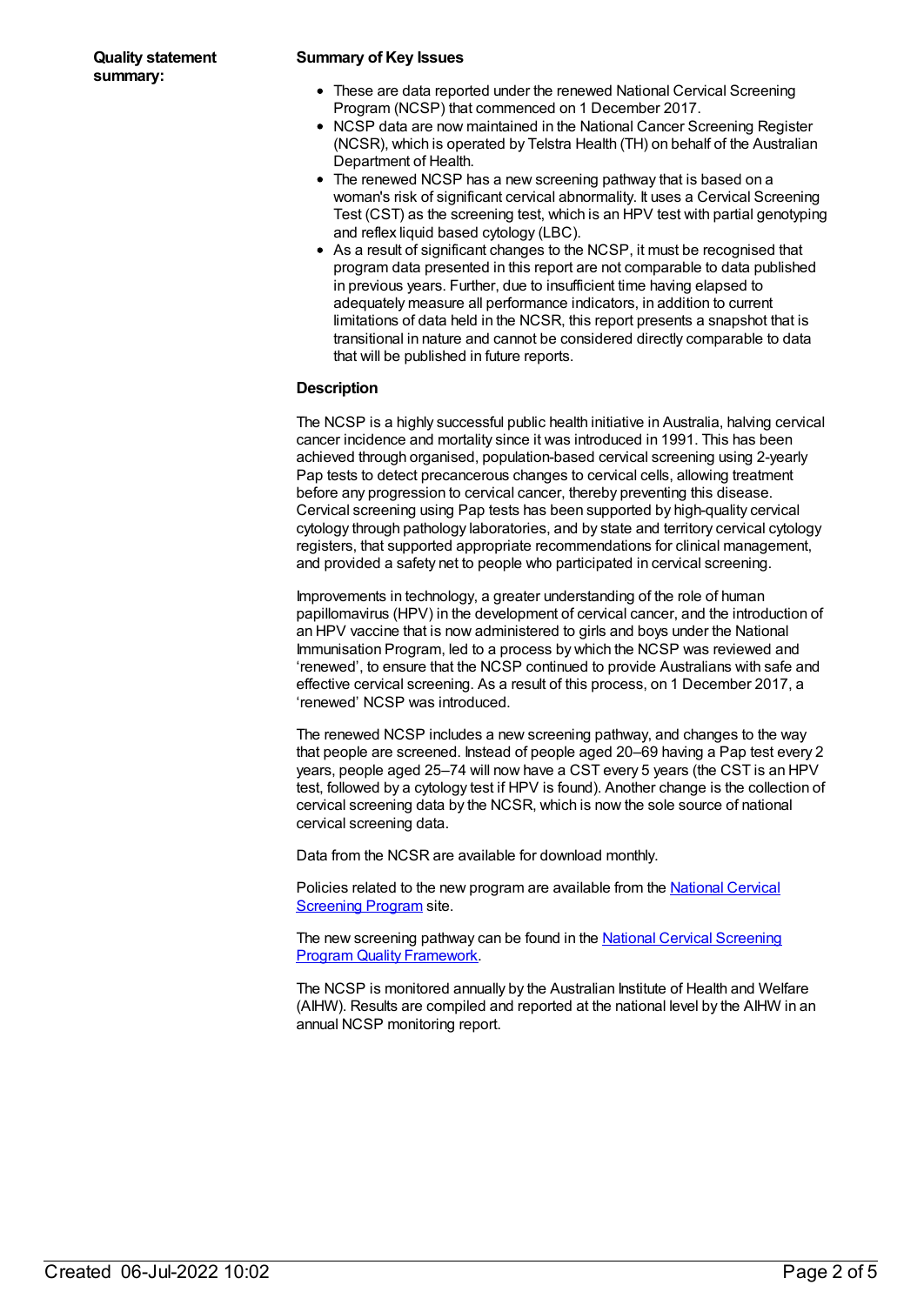**Quality statement summary:**

### Summary of Key Issues

- These are data reported under the renewed National Cervical Screening Program (NCSP) that commenced on 1 December 2017.
- NCSP data are now maintained in the National Cancer Screening Register (NCSR), which is operated by Telstra Health (TH) on behalf of the Australian Department of Health.
- The renewed NCSP has a new screening pathway that is based on a woman's risk of significant cervical abnormality. It uses a Cervical Screening Test (CST) as the screening test, which is an HPV test with partial genotyping and reflex liquid based cytology (LBC).
- As a result of significant changes to the NCSP, it must be recognised that program data presented in this report are not comparable to data published in previous years. Further, due to insufficient time having elapsed to adequately measure all performance indicators, in addition to current limitations of data held in the NCSR, this report presents a snapshot that is transitional in nature and cannot be considered directly comparable to data that will be published in future reports.

### Description

The NCSP is a highly successful public health initiative in Australia, halving cervical cancer incidence and mortality since it was introduced in 1991. This has been achieved through organised, population-based cervical screening using 2-yearly Pap tests to detect precancerous changes to cervical cells, allowing treatment before any progression to cervical cancer, thereby preventing this disease. Cervical screening using Pap tests has been supported by high-quality cervical cytology through pathology laboratories, and by state and territory cervical cytology registers, that supported appropriate recommendations for clinical management, and provided a safety net to people who participated in cervical screening.

Improvements in technology, a greater understanding of the role of human papillomavirus (HPV) in the development of cervical cancer, and the introduction of an HPV vaccine that is now administered to girls and boys under the National Immunisation Program, led to a process by which the NCSP was reviewed and 'renewed', to ensure that the NCSP continued to provide Australians with safe and effective cervical screening. As a result of this process, on 1 December 2017, a 'renewed' NCSP was introduced.

The renewed NCSP includes a new screening pathway, and changes to the way that people are screened. Instead of people aged 20–69 having a Pap test every 2 years, people aged 25–74 will now have a CST every 5 years (the CST is an HPV test, followed by a cytology test if HPV is found). Another change is the collection of cervical screening data by the NCSR, which is now the sole source of national cervical screening data.

Data from the NCSR are available for download monthly.

Policies related to the new program are available from the National Cervical Screening Program site.

The new screening pathway can be found in the National Cervical Screening Program Quality Framework.

The NCSP is monitored annually by the Australian Institute of Health and Welfare (AIHW). Results are compiled and reported at the national level by the AIHW in an annual NCSP monitoring report.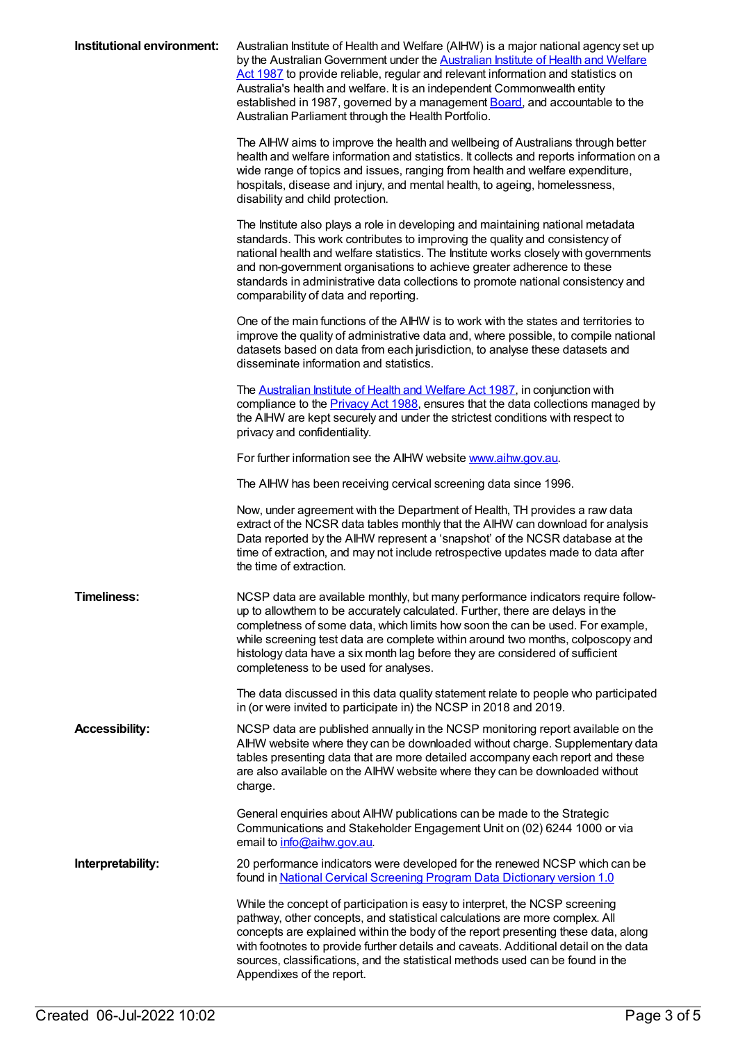**Institutional environment:**

Australian Institute of Health and Welfare (AIHW) is a major national agency set up by the Australian Government under the [Australian Institute of Health and Welfare Act 1987](#) to provide reliable, regular and relevant information and statistics on Australia's health and welfare. It is an independent Commonwealth entity established in 1987, governed by a management [Board](#), and accountable to the Australian Parliament through the Health Portfolio.

The AIHW aims to improve the health and wellbeing of Australians through better health and welfare information and statistics. It collects and reports information on a wide range of topics and issues, ranging from health and welfare expenditure, hospitals, disease and injury, and mental health, to ageing, homelessness, disability and child protection.

The Institute also plays a role in developing and maintaining national metadata standards. This work contributes to improving the quality and consistency of national health and welfare statistics. The Institute works closely with governments and non-government organisations to achieve greater adherence to these standards in administrative data collections to promote national consistency and comparability of data and reporting.

One of the main functions of the AIHW is to work with the states and territories to improve the quality of administrative data and, where possible, to compile national datasets based on data from each jurisdiction, to analyse these datasets and disseminate information and statistics.

The [Australian Institute of Health and Welfare Act 1987](#), in conjunction with compliance to the [Privacy Act 1988](#), ensures that the data collections managed by the AIHW are kept securely and under the strictest conditions with respect to privacy and confidentiality.

For further information see the AIHW website [www.aihw.gov.au](#).

The AIHW has been receiving cervical screening data since 1996.

Now, under agreement with the Department of Health, TH provides a raw data extract of the NCSR data tables monthly that the AIHW can download for analysis Data reported by the AIHW represent a 'snapshot' of the NCSR database at the time of extraction, and may not include retrospective updates made to data after the time of extraction.

**Timeliness:**

NCSP data are available monthly, but many performance indicators require follow-up to allowthem to be accurately calculated. Further, there are delays in the completness of some data, which limits how soon the can be used. For example, while screening test data are complete within around two months, colposcopy and histology data have a six month lag before they are considered of sufficient completeness to be used for analyses.

The data discussed in this data quality statement relate to people who participated in (or were invited to participate in) the NCSP in 2018 and 2019.

**Accessibility:**

NCSP data are published annually in the NCSP monitoring report available on the AIHW website where they can be downloaded without charge. Supplementary data tables presenting data that are more detailed accompany each report and these are also available on the AIHW website where they can be downloaded without charge.

General enquiries about AIHW publications can be made to the Strategic Communications and Stakeholder Engagement Unit on (02) 6244 1000 or via email to [info@aihw.gov.au](#).

**Interpretability:**

20 performance indicators were developed for the renewed NCSP which can be found in [National Cervical Screening Program Data Dictionary version 1.0](#)

While the concept of participation is easy to interpret, the NCSP screening pathway, other concepts, and statistical calculations are more complex. All concepts are explained within the body of the report presenting these data, along with footnotes to provide further details and caveats. Additional detail on the data sources, classifications, and the statistical methods used can be found in the Appendixes of the report.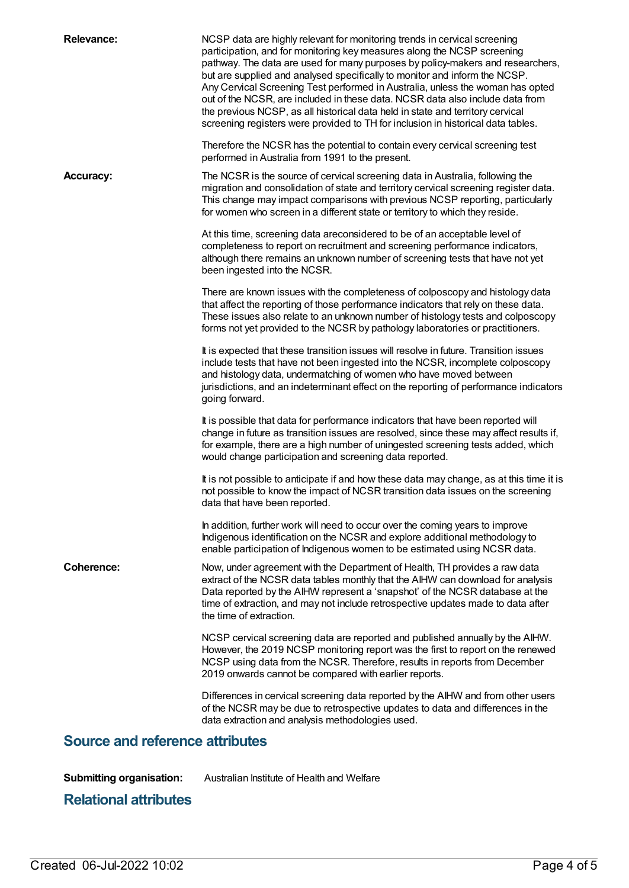**Relevance:**

NCSP data are highly relevant for monitoring trends in cervical screening participation, and for monitoring key measures along the NCSP screening pathway. The data are used for many purposes by policy-makers and researchers, but are supplied and analysed specifically to monitor and inform the NCSP. Any Cervical Screening Test performed in Australia, unless the woman has opted out of the NCSR, are included in these data. NCSR data also include data from the previous NCSP, as all historical data held in state and territory cervical screening registers were provided to TH for inclusion in historical data tables.

Therefore the NCSR has the potential to contain every cervical screening test performed in Australia from 1991 to the present.

**Accuracy:**

The NCSR is the source of cervical screening data in Australia, following the migration and consolidation of state and territory cervical screening register data. This change may impact comparisons with previous NCSP reporting, particularly for women who screen in a different state or territory to which they reside.

At this time, screening data areconsidered to be of an acceptable level of completeness to report on recruitment and screening performance indicators, although there remains an unknown number of screening tests that have not yet been ingested into the NCSR.

There are known issues with the completeness of colposcopy and histology data that affect the reporting of those performance indicators that rely on these data. These issues also relate to an unknown number of histology tests and colposcopy forms not yet provided to the NCSR by pathology laboratories or practitioners.

It is expected that these transition issues will resolve in future. Transition issues include tests that have not been ingested into the NCSR, incomplete colposcopy and histology data, undermatching of women who have moved between jurisdictions, and an indeterminant effect on the reporting of performance indicators going forward.

It is possible that data for performance indicators that have been reported will change in future as transition issues are resolved, since these may affect results if, for example, there are a high number of uningested screening tests added, which would change participation and screening data reported.

It is not possible to anticipate if and how these data may change, as at this time it is not possible to know the impact of NCSR transition data issues on the screening data that have been reported.

In addition, further work will need to occur over the coming years to improve Indigenous identification on the NCSR and explore additional methodology to enable participation of Indigenous women to be estimated using NCSR data.

**Coherence:**

Now, under agreement with the Department of Health, TH provides a raw data extract of the NCSR data tables monthly that the AIHW can download for analysis Data reported by the AIHW represent a 'snapshot' of the NCSR database at the time of extraction, and may not include retrospective updates made to data after the time of extraction.

NCSP cervical screening data are reported and published annually by the AIHW. However, the 2019 NCSP monitoring report was the first to report on the renewed NCSP using data from the NCSR. Therefore, results in reports from December 2019 onwards cannot be compared with earlier reports.

Differences in cervical screening data reported by the AIHW and from other users of the NCSR may be due to retrospective updates to data and differences in the data extraction and analysis methodologies used.

## Source and reference attributes

**Submitting organisation:** Australian Institute of Health and Welfare

## Relational attributes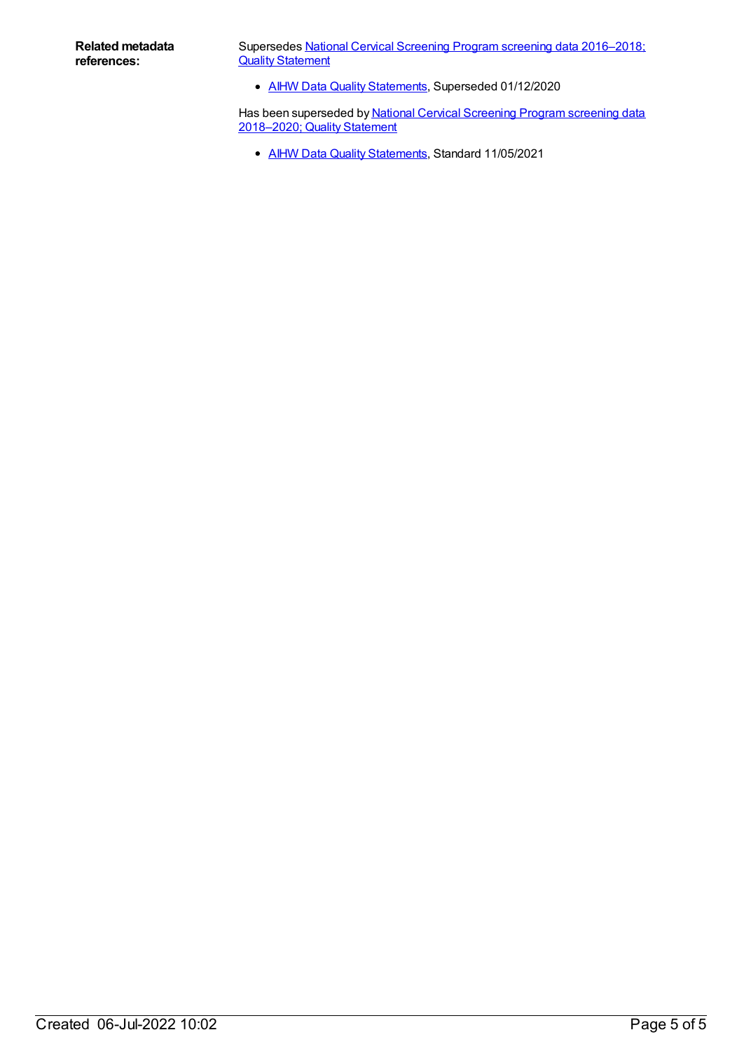**Related metadata references:**

Supersedes National Cervical Screening Program screening data 2016–2018; Quality Statement

- AIHW Data Quality Statements, Superseded 01/12/2020

Has been superseded by National Cervical Screening Program screening data 2018–2020; Quality Statement

- AIHW Data Quality Statements, Standard 11/05/2021